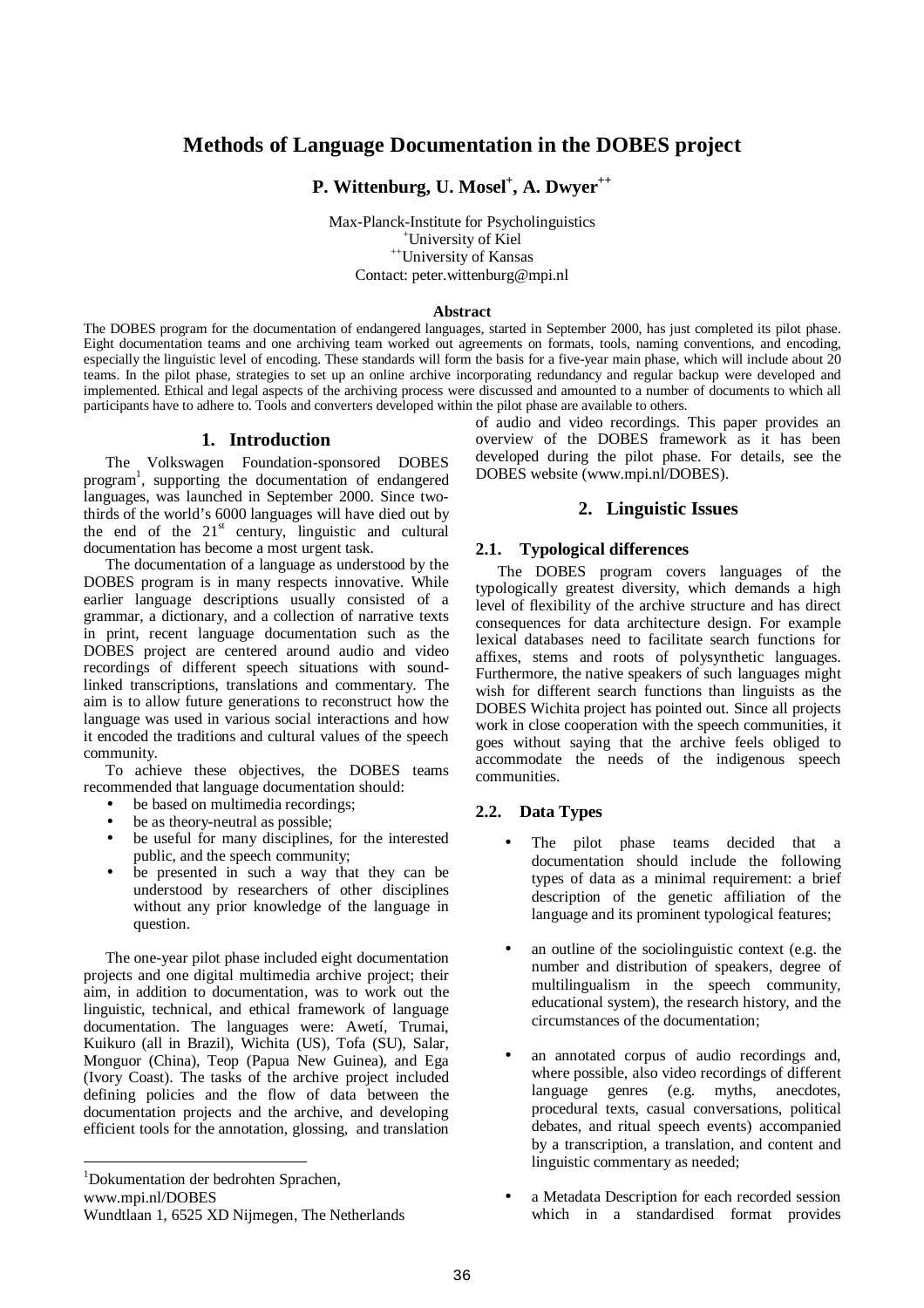# Methods of Language Documentation in the DOBES project

**P. Wittenburg, U. Mosel[+], A. Dwyer[++]**

Max-Planck-Institute for Psycholinguistics
[+]University of Kiel
[++]University of Kansas
Contact: peter.wittenburg@mpi.nl

**Abstract**

The DOBES program for the documentation of endangered languages, started in September 2000, has just completed its pilot phase. Eight documentation teams and one archiving team worked out agreements on formats, tools, naming conventions, and encoding, especially the linguistic level of encoding. These standards will form the basis for a five-year main phase, which will include about 20 teams. In the pilot phase, strategies to set up an online archive incorporating redundancy and regular backup were developed and implemented. Ethical and legal aspects of the archiving process were discussed and amounted to a number of documents to which all participants have to adhere to. Tools and converters developed within the pilot phase are available to others.

## 1. Introduction

The Volkswagen Foundation-sponsored DOBES program[1], supporting the documentation of endangered languages, was launched in September 2000. Since two-thirds of the world's 6000 languages will have died out by the end of the 21st century, linguistic and cultural documentation has become a most urgent task.

The documentation of a language as understood by the DOBES program is in many respects innovative. While earlier language descriptions usually consisted of a grammar, a dictionary, and a collection of narrative texts in print, recent language documentation such as the DOBES project are centered around audio and video recordings of different speech situations with sound-linked transcriptions, translations and commentary. The aim is to allow future generations to reconstruct how the language was used in various social interactions and how it encoded the traditions and cultural values of the speech community.

To achieve these objectives, the DOBES teams recommended that language documentation should:

- be based on multimedia recordings;
- be as theory-neutral as possible;
- be useful for many disciplines, for the interested public, and the speech community;
- be presented in such a way that they can be understood by researchers of other disciplines without any prior knowledge of the language in question.

The one-year pilot phase included eight documentation projects and one digital multimedia archive project; their aim, in addition to documentation, was to work out the linguistic, technical, and ethical framework of language documentation. The languages were: Awetí, Trumai, Kuikuro (all in Brazil), Wichita (US), Tofa (SU), Salar, Monguor (China), Teop (Papua New Guinea), and Ega (Ivory Coast). The tasks of the archive project included defining policies and the flow of data between the documentation projects and the archive, and developing efficient tools for the annotation, glossing, and translation of audio and video recordings. This paper provides an overview of the DOBES framework as it has been developed during the pilot phase. For details, see the DOBES website (www.mpi.nl/DOBES).

## 2. Linguistic Issues

### 2.1. Typological differences

The DOBES program covers languages of the typologically greatest diversity, which demands a high level of flexibility of the archive structure and has direct consequences for data architecture design. For example lexical databases need to facilitate search functions for affixes, stems and roots of polysynthetic languages. Furthermore, the native speakers of such languages might wish for different search functions than linguists as the DOBES Wichita project has pointed out. Since all projects work in close cooperation with the speech communities, it goes without saying that the archive feels obliged to accommodate the needs of the indigenous speech communities.

### 2.2. Data Types

- The pilot phase teams decided that a documentation should include the following types of data as a minimal requirement: a brief description of the genetic affiliation of the language and its prominent typological features;
- an outline of the sociolinguistic context (e.g. the number and distribution of speakers, degree of multilingualism in the speech community, educational system), the research history, and the circumstances of the documentation;
- an annotated corpus of audio recordings and, where possible, also video recordings of different language genres (e.g. myths, anecdotes, procedural texts, casual conversations, political debates, and ritual speech events) accompanied by a transcription, a translation, and content and linguistic commentary as needed;
- a Metadata Description for each recorded session which in a standardised format provides

---

[1]Dokumentation der bedrohten Sprachen, www.mpi.nl/DOBES
Wundtlaan 1, 6525 XD Nijmegen, The Netherlands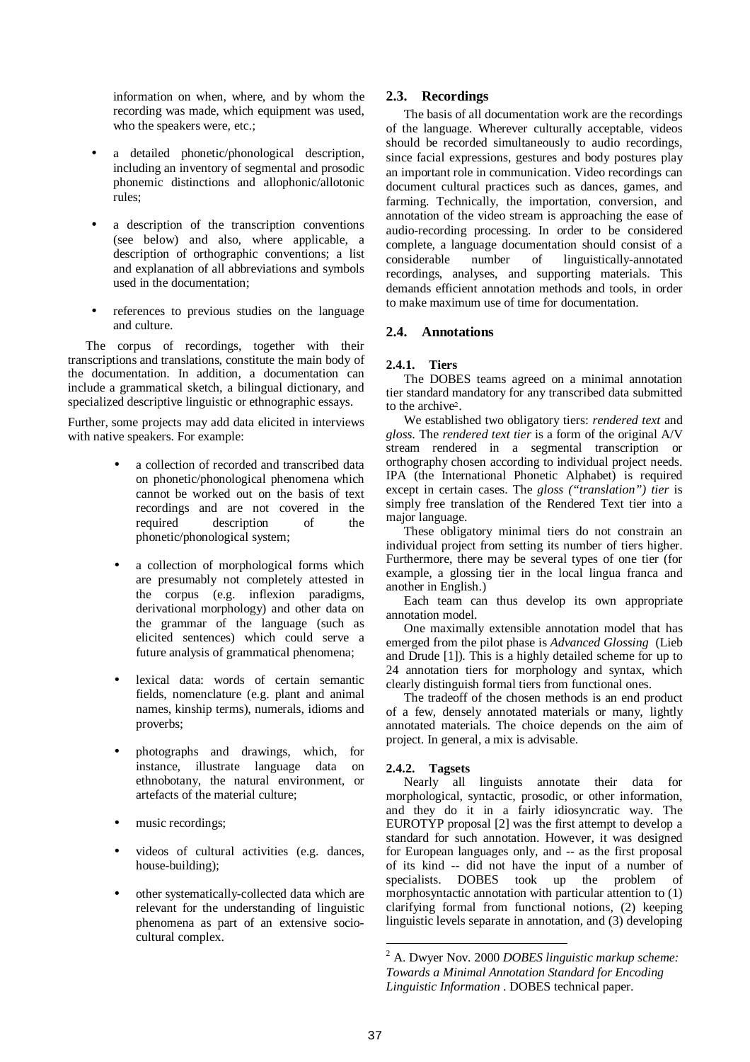information on when, where, and by whom the recording was made, which equipment was used, who the speakers were, etc.;

- a detailed phonetic/phonological description, including an inventory of segmental and prosodic phonemic distinctions and allophonic/allotonic rules;
- a description of the transcription conventions (see below) and also, where applicable, a description of orthographic conventions; a list and explanation of all abbreviations and symbols used in the documentation;
- references to previous studies on the language and culture.

The corpus of recordings, together with their transcriptions and translations, constitute the main body of the documentation. In addition, a documentation can include a grammatical sketch, a bilingual dictionary, and specialized descriptive linguistic or ethnographic essays.

Further, some projects may add data elicited in interviews with native speakers. For example:

- a collection of recorded and transcribed data on phonetic/phonological phenomena which cannot be worked out on the basis of text recordings and are not covered in the required description of the phonetic/phonological system;
- a collection of morphological forms which are presumably not completely attested in the corpus (e.g. inflexion paradigms, derivational morphology) and other data on the grammar of the language (such as elicited sentences) which could serve a future analysis of grammatical phenomena;
- lexical data: words of certain semantic fields, nomenclature (e.g. plant and animal names, kinship terms), numerals, idioms and proverbs;
- photographs and drawings, which, for instance, illustrate language data on ethnobotany, the natural environment, or artefacts of the material culture;
- music recordings;
- videos of cultural activities (e.g. dances, house-building);
- other systematically-collected data which are relevant for the understanding of linguistic phenomena as part of an extensive socio-cultural complex.

## 2.3. Recordings

The basis of all documentation work are the recordings of the language. Wherever culturally acceptable, videos should be recorded simultaneously to audio recordings, since facial expressions, gestures and body postures play an important role in communication. Video recordings can document cultural practices such as dances, games, and farming. Technically, the importation, conversion, and annotation of the video stream is approaching the ease of audio-recording processing. In order to be considered complete, a language documentation should consist of a considerable number of linguistically-annotated recordings, analyses, and supporting materials. This demands efficient annotation methods and tools, in order to make maximum use of time for documentation.

## 2.4. Annotations

### 2.4.1. Tiers

The DOBES teams agreed on a minimal annotation tier standard mandatory for any transcribed data submitted to the archive[2].

We established two obligatory tiers: *rendered text* and *gloss*. The *rendered text tier* is a form of the original A/V stream rendered in a segmental transcription or orthography chosen according to individual project needs. IPA (the International Phonetic Alphabet) is required except in certain cases. The *gloss ("translation") tier* is simply free translation of the Rendered Text tier into a major language.

These obligatory minimal tiers do not constrain an individual project from setting its number of tiers higher. Furthermore, there may be several types of one tier (for example, a glossing tier in the local lingua franca and another in English.)

Each team can thus develop its own appropriate annotation model.

One maximally extensible annotation model that has emerged from the pilot phase is *Advanced Glossing* (Lieb and Drude [1]). This is a highly detailed scheme for up to 24 annotation tiers for morphology and syntax, which clearly distinguish formal tiers from functional ones.

The tradeoff of the chosen methods is an end product of a few, densely annotated materials or many, lightly annotated materials. The choice depends on the aim of project. In general, a mix is advisable.

### 2.4.2. Tagsets

Nearly all linguists annotate their data for morphological, syntactic, prosodic, or other information, and they do it in a fairly idiosyncratic way. The EUROTYP proposal [2] was the first attempt to develop a standard for such annotation. However, it was designed for European languages only, and -- as the first proposal of its kind -- did not have the input of a number of specialists. DOBES took up the problem of morphosyntactic annotation with particular attention to (1) clarifying formal from functional notions, (2) keeping linguistic levels separate in annotation, and (3) developing

[2] A. Dwyer Nov. 2000 *DOBES linguistic markup scheme: Towards a Minimal Annotation Standard for Encoding Linguistic Information* . DOBES technical paper.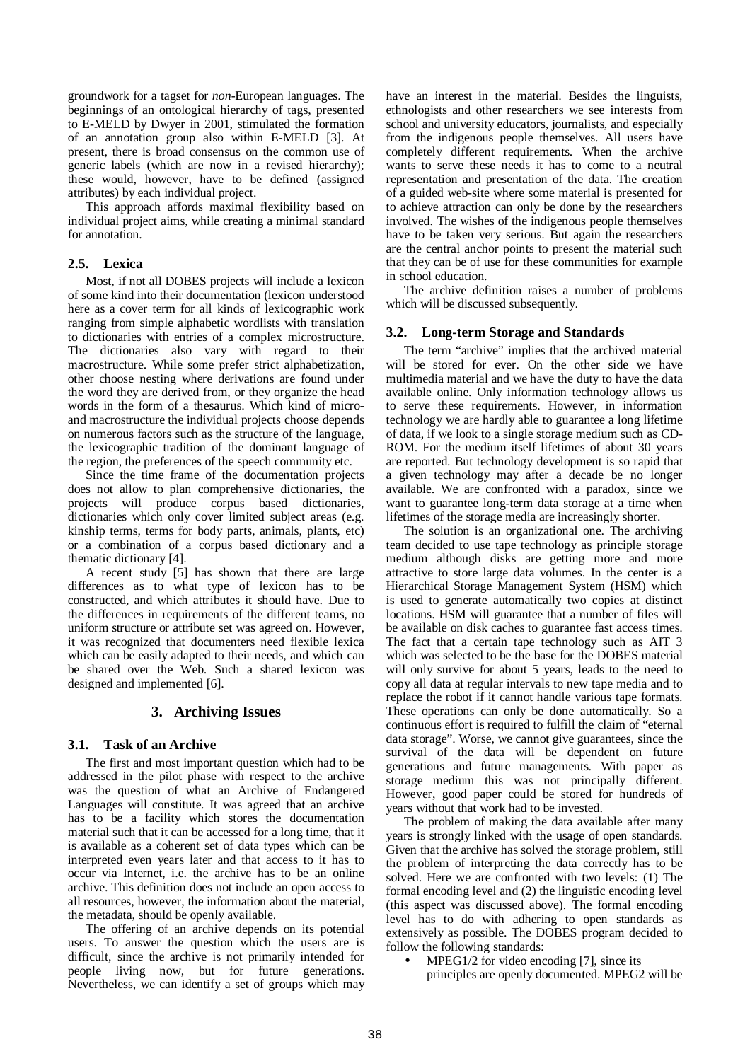groundwork for a tagset for *non*-European languages. The beginnings of an ontological hierarchy of tags, presented to E-MELD by Dwyer in 2001, stimulated the formation of an annotation group also within E-MELD [3]. At present, there is broad consensus on the common use of generic labels (which are now in a revised hierarchy); these would, however, have to be defined (assigned attributes) by each individual project.

This approach affords maximal flexibility based on individual project aims, while creating a minimal standard for annotation.

### 2.5. Lexica

Most, if not all DOBES projects will include a lexicon of some kind into their documentation (lexicon understood here as a cover term for all kinds of lexicographic work ranging from simple alphabetic wordlists with translation to dictionaries with entries of a complex microstructure. The dictionaries also vary with regard to their macrostructure. While some prefer strict alphabetization, other choose nesting where derivations are found under the word they are derived from, or they organize the head words in the form of a thesaurus. Which kind of micro- and macrostructure the individual projects choose depends on numerous factors such as the structure of the language, the lexicographic tradition of the dominant language of the region, the preferences of the speech community etc.

Since the time frame of the documentation projects does not allow to plan comprehensive dictionaries, the projects will produce corpus based dictionaries, dictionaries which only cover limited subject areas (e.g. kinship terms, terms for body parts, animals, plants, etc) or a combination of a corpus based dictionary and a thematic dictionary [4].

A recent study [5] has shown that there are large differences as to what type of lexicon has to be constructed, and which attributes it should have. Due to the differences in requirements of the different teams, no uniform structure or attribute set was agreed on. However, it was recognized that documenters need flexible lexica which can be easily adapted to their needs, and which can be shared over the Web. Such a shared lexicon was designed and implemented [6].

## 3. Archiving Issues

### 3.1. Task of an Archive

The first and most important question which had to be addressed in the pilot phase with respect to the archive was the question of what an Archive of Endangered Languages will constitute. It was agreed that an archive has to be a facility which stores the documentation material such that it can be accessed for a long time, that it is available as a coherent set of data types which can be interpreted even years later and that access to it has to occur via Internet, i.e. the archive has to be an online archive. This definition does not include an open access to all resources, however, the information about the material, the metadata, should be openly available.

The offering of an archive depends on its potential users. To answer the question which the users are is difficult, since the archive is not primarily intended for people living now, but for future generations. Nevertheless, we can identify a set of groups which may have an interest in the material. Besides the linguists, ethnologists and other researchers we see interests from school and university educators, journalists, and especially from the indigenous people themselves. All users have completely different requirements. When the archive wants to serve these needs it has to come to a neutral representation and presentation of the data. The creation of a guided web-site where some material is presented for to achieve attraction can only be done by the researchers involved. The wishes of the indigenous people themselves have to be taken very serious. But again the researchers are the central anchor points to present the material such that they can be of use for these communities for example in school education.

The archive definition raises a number of problems which will be discussed subsequently.

### 3.2. Long-term Storage and Standards

The term "archive" implies that the archived material will be stored for ever. On the other side we have multimedia material and we have the duty to have the data available online. Only information technology allows us to serve these requirements. However, in information technology we are hardly able to guarantee a long lifetime of data, if we look to a single storage medium such as CD-ROM. For the medium itself lifetimes of about 30 years are reported. But technology development is so rapid that a given technology may after a decade be no longer available. We are confronted with a paradox, since we want to guarantee long-term data storage at a time when lifetimes of the storage media are increasingly shorter.

The solution is an organizational one. The archiving team decided to use tape technology as principle storage medium although disks are getting more and more attractive to store large data volumes. In the center is a Hierarchical Storage Management System (HSM) which is used to generate automatically two copies at distinct locations. HSM will guarantee that a number of files will be available on disk caches to guarantee fast access times. The fact that a certain tape technology such as AIT 3 which was selected to be the base for the DOBES material will only survive for about 5 years, leads to the need to copy all data at regular intervals to new tape media and to replace the robot if it cannot handle various tape formats. These operations can only be done automatically. So a continuous effort is required to fulfill the claim of "eternal data storage". Worse, we cannot give guarantees, since the survival of the data will be dependent on future generations and future managements. With paper as storage medium this was not principally different. However, good paper could be stored for hundreds of years without that work had to be invested.

The problem of making the data available after many years is strongly linked with the usage of open standards. Given that the archive has solved the storage problem, still the problem of interpreting the data correctly has to be solved. Here we are confronted with two levels: (1) The formal encoding level and (2) the linguistic encoding level (this aspect was discussed above). The formal encoding level has to do with adhering to open standards as extensively as possible. The DOBES program decided to follow the following standards:

- MPEG1/2 for video encoding [7], since its principles are openly documented. MPEG2 will be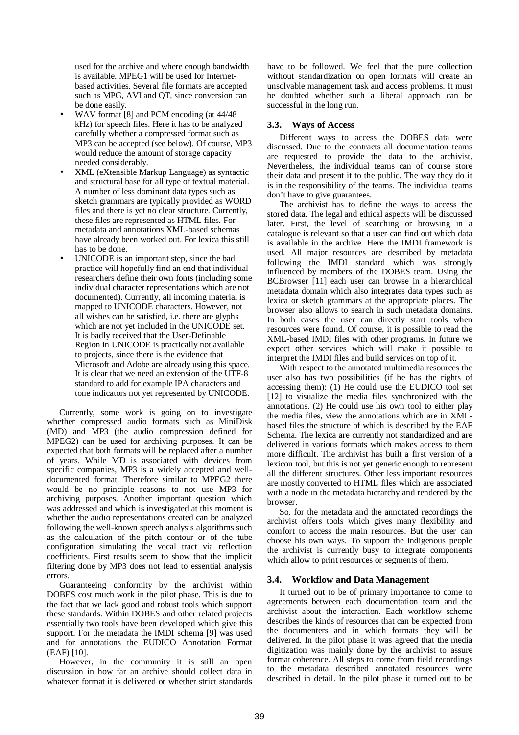used for the archive and where enough bandwidth is available. MPEG1 will be used for Internet-based activities. Several file formats are accepted such as MPG, AVI and QT, since conversion can be done easily.

- WAV format [8] and PCM encoding (at 44/48 kHz) for speech files. Here it has to be analyzed carefully whether a compressed format such as MP3 can be accepted (see below). Of course, MP3 would reduce the amount of storage capacity needed considerably.
- XML (eXtensible Markup Language) as syntactic and structural base for all type of textual material. A number of less dominant data types such as sketch grammars are typically provided as WORD files and there is yet no clear structure. Currently, these files are represented as HTML files. For metadata and annotations XML-based schemas have already been worked out. For lexica this still has to be done.
- UNICODE is an important step, since the bad practice will hopefully find an end that individual researchers define their own fonts (including some individual character representations which are not documented). Currently, all incoming material is mapped to UNICODE characters. However, not all wishes can be satisfied, i.e. there are glyphs which are not yet included in the UNICODE set. It is badly received that the User-Definable Region in UNICODE is practically not available to projects, since there is the evidence that Microsoft and Adobe are already using this space. It is clear that we need an extension of the UTF-8 standard to add for example IPA characters and tone indicators not yet represented by UNICODE.

Currently, some work is going on to investigate whether compressed audio formats such as MiniDisk (MD) and MP3 (the audio compression defined for MPEG2) can be used for archiving purposes. It can be expected that both formats will be replaced after a number of years. While MD is associated with devices from specific companies, MP3 is a widely accepted and well-documented format. Therefore similar to MPEG2 there would be no principle reasons to not use MP3 for archiving purposes. Another important question which was addressed and which is investigated at this moment is whether the audio representations created can be analyzed following the well-known speech analysis algorithms such as the calculation of the pitch contour or of the tube configuration simulating the vocal tract via reflection coefficients. First results seem to show that the implicit filtering done by MP3 does not lead to essential analysis errors.

Guaranteeing conformity by the archivist within DOBES cost much work in the pilot phase. This is due to the fact that we lack good and robust tools which support these standards. Within DOBES and other related projects essentially two tools have been developed which give this support. For the metadata the IMDI schema [9] was used and for annotations the EUDICO Annotation Format (EAF) [10].

However, in the community it is still an open discussion in how far an archive should collect data in whatever format it is delivered or whether strict standards have to be followed. We feel that the pure collection without standardization on open formats will create an unsolvable management task and access problems. It must be doubted whether such a liberal approach can be successful in the long run.

### 3.3. Ways of Access

Different ways to access the DOBES data were discussed. Due to the contracts all documentation teams are requested to provide the data to the archivist. Nevertheless, the individual teams can of course store their data and present it to the public. The way they do it is in the responsibility of the teams. The individual teams don't have to give guarantees.

The archivist has to define the ways to access the stored data. The legal and ethical aspects will be discussed later. First, the level of searching or browsing in a catalogue is relevant so that a user can find out which data is available in the archive. Here the IMDI framework is used. All major resources are described by metadata following the IMDI standard which was strongly influenced by members of the DOBES team. Using the BCBrowser [11] each user can browse in a hierarchical metadata domain which also integrates data types such as lexica or sketch grammars at the appropriate places. The browser also allows to search in such metadata domains. In both cases the user can directly start tools when resources were found. Of course, it is possible to read the XML-based IMDI files with other programs. In future we expect other services which will make it possible to interpret the IMDI files and build services on top of it.

With respect to the annotated multimedia resources the user also has two possibilities (if he has the rights of accessing them): (1) He could use the EUDICO tool set [12] to visualize the media files synchronized with the annotations. (2) He could use his own tool to either play the media files, view the annotations which are in XML-based files the structure of which is described by the EAF Schema. The lexica are currently not standardized and are delivered in various formats which makes access to them more difficult. The archivist has built a first version of a lexicon tool, but this is not yet generic enough to represent all the different structures. Other less important resources are mostly converted to HTML files which are associated with a node in the metadata hierarchy and rendered by the browser.

So, for the metadata and the annotated recordings the archivist offers tools which gives many flexibility and comfort to access the main resources. But the user can choose his own ways. To support the indigenous people the archivist is currently busy to integrate components which allow to print resources or segments of them.

### 3.4. Workflow and Data Management

It turned out to be of primary importance to come to agreements between each documentation team and the archivist about the interaction. Each workflow scheme describes the kinds of resources that can be expected from the documenters and in which formats they will be delivered. In the pilot phase it was agreed that the media digitization was mainly done by the archivist to assure format coherence. All steps to come from field recordings to the metadata described annotated resources were described in detail. In the pilot phase it turned out to be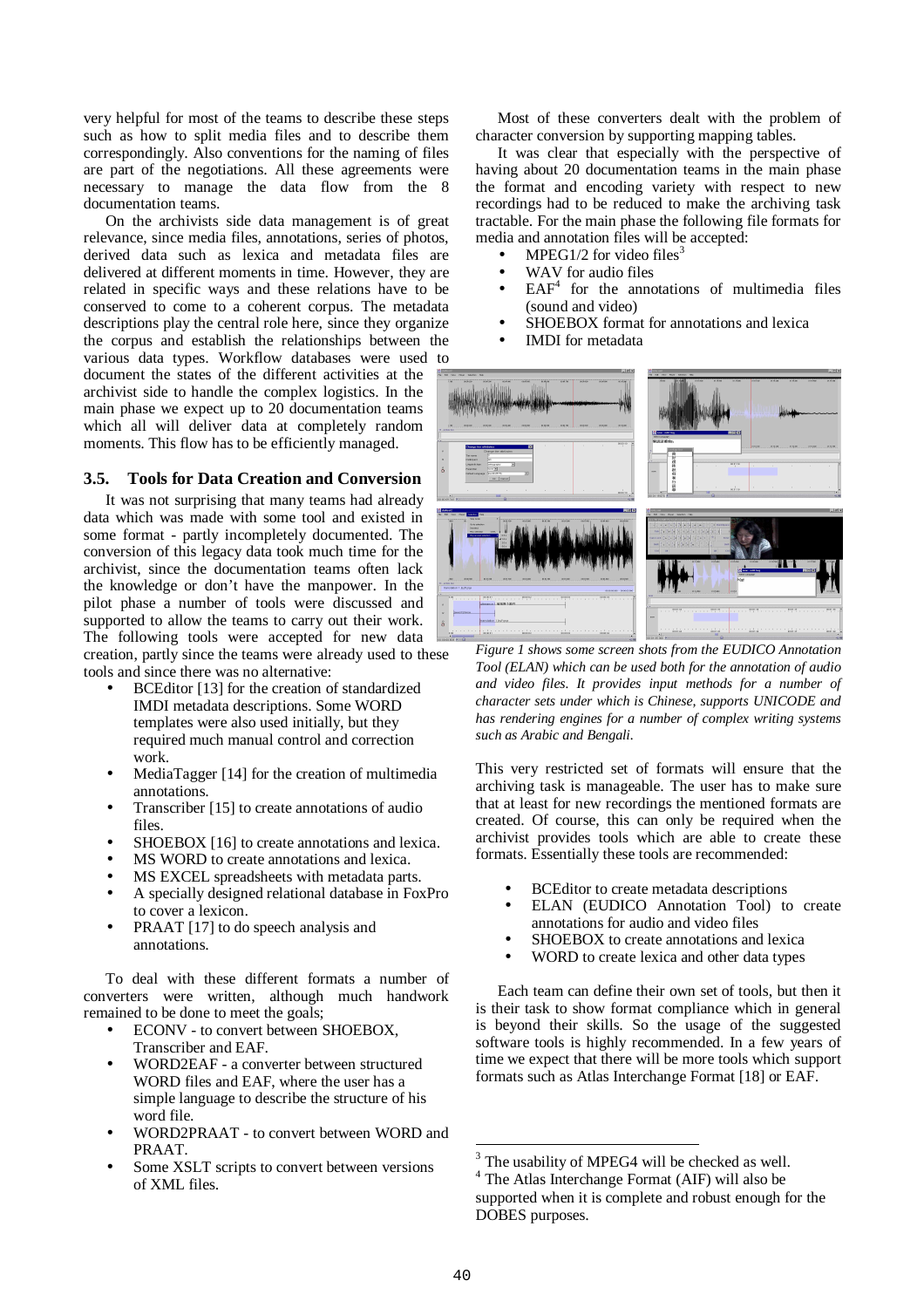very helpful for most of the teams to describe these steps such as how to split media files and to describe them correspondingly. Also conventions for the naming of files are part of the negotiations. All these agreements were necessary to manage the data flow from the 8 documentation teams.

On the archivists side data management is of great relevance, since media files, annotations, series of photos, derived data such as lexica and metadata files are delivered at different moments in time. However, they are related in specific ways and these relations have to be conserved to come to a coherent corpus. The metadata descriptions play the central role here, since they organize the corpus and establish the relationships between the various data types. Workflow databases were used to document the states of the different activities at the archivist side to handle the complex logistics. In the main phase we expect up to 20 documentation teams which all will deliver data at completely random moments. This flow has to be efficiently managed.

### 3.5. Tools for Data Creation and Conversion

It was not surprising that many teams had already data which was made with some tool and existed in some format - partly incompletely documented. The conversion of this legacy data took much time for the archivist, since the documentation teams often lack the knowledge or don't have the manpower. In the pilot phase a number of tools were discussed and supported to allow the teams to carry out their work. The following tools were accepted for new data creation, partly since the teams were already used to these tools and since there was no alternative:

- BCEditor [13] for the creation of standardized IMDI metadata descriptions. Some WORD templates were also used initially, but they required much manual control and correction work.
- MediaTagger [14] for the creation of multimedia annotations.
- Transcriber [15] to create annotations of audio files.
- SHOEBOX [16] to create annotations and lexica.
- MS WORD to create annotations and lexica.
- MS EXCEL spreadsheets with metadata parts.
- A specially designed relational database in FoxPro to cover a lexicon.
- PRAAT [17] to do speech analysis and annotations.

To deal with these different formats a number of converters were written, although much handwork remained to be done to meet the goals;

- ECONV - to convert between SHOEBOX, Transcriber and EAF.
- WORD2EAF - a converter between structured WORD files and EAF, where the user has a simple language to describe the structure of his word file.
- WORD2PRAAT - to convert between WORD and PRAAT.
- Some XSLT scripts to convert between versions of XML files.

Most of these converters dealt with the problem of character conversion by supporting mapping tables.

It was clear that especially with the perspective of having about 20 documentation teams in the main phase the format and encoding variety with respect to new recordings had to be reduced to make the archiving task tractable. For the main phase the following file formats for media and annotation files will be accepted:

- MPEG1/2 for video files[3]
- WAV for audio files
- EAF[4] for the annotations of multimedia files (sound and video)
- SHOEBOX format for annotations and lexica
- IMDI for metadata

*Figure 1 shows some screen shots from the EUDICO Annotation Tool (ELAN) which can be used both for the annotation of audio and video files. It provides input methods for a number of character sets under which is Chinese, supports UNICODE and has rendering engines for a number of complex writing systems such as Arabic and Bengali.*

This very restricted set of formats will ensure that the archiving task is manageable. The user has to make sure that at least for new recordings the mentioned formats are created. Of course, this can only be required when the archivist provides tools which are able to create these formats. Essentially these tools are recommended:

- BCEditor to create metadata descriptions
- ELAN (EUDICO Annotation Tool) to create annotations for audio and video files
- SHOEBOX to create annotations and lexica
- WORD to create lexica and other data types

Each team can define their own set of tools, but then it is their task to show format compliance which in general is beyond their skills. So the usage of the suggested software tools is highly recommended. In a few years of time we expect that there will be more tools which support formats such as Atlas Interchange Format [18] or EAF.

---

[3] The usability of MPEG4 will be checked as well.

[4] The Atlas Interchange Format (AIF) will also be supported when it is complete and robust enough for the DOBES purposes.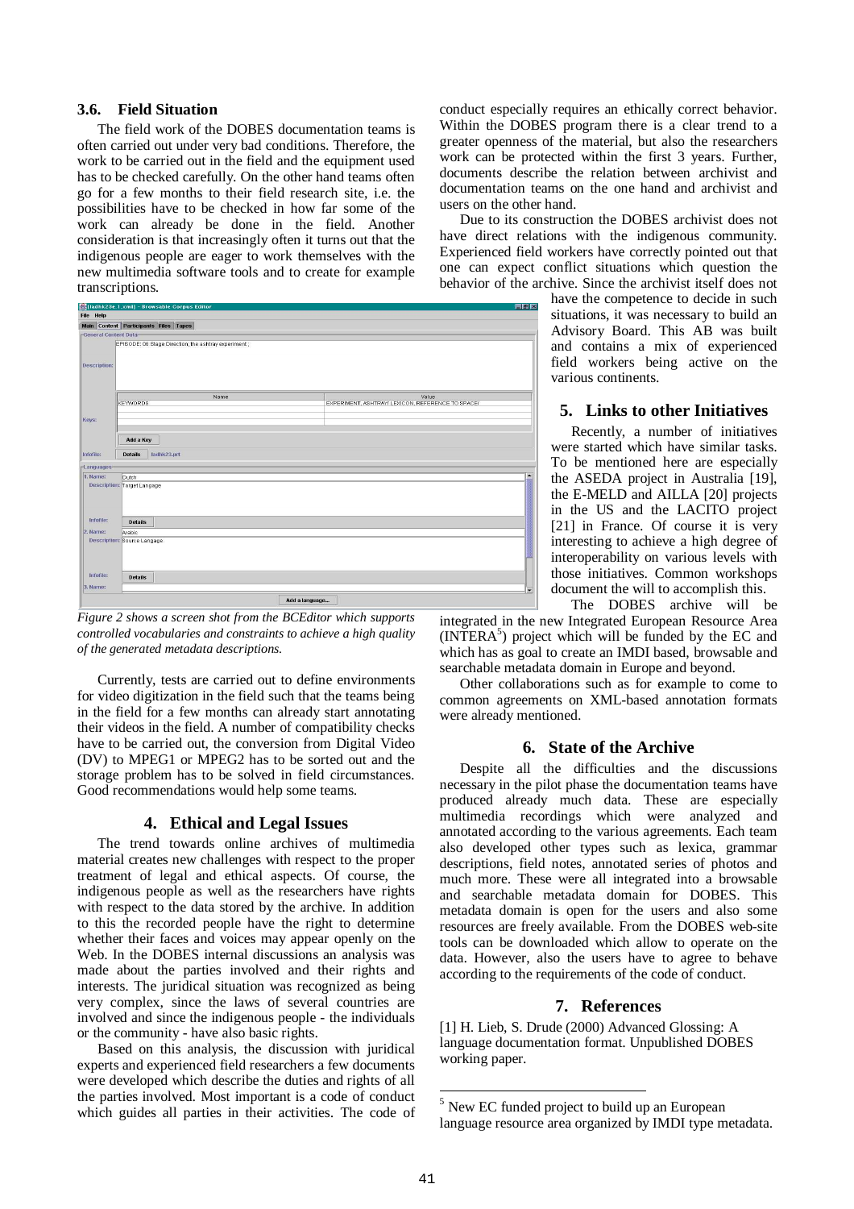### 3.6. Field Situation

The field work of the DOBES documentation teams is often carried out under very bad conditions. Therefore, the work to be carried out in the field and the equipment used has to be checked carefully. On the other hand teams often go for a few months to their field research site, i.e. the possibilities have to be checked in how far some of the work can already be done in the field. Another consideration is that increasingly often it turns out that the indigenous people are eager to work themselves with the new multimedia software tools and to create for example transcriptions.

*Figure 2 shows a screen shot from the BCEditor which supports controlled vocabularies and constraints to achieve a high quality of the generated metadata descriptions.*

Currently, tests are carried out to define environments for video digitization in the field such that the teams being in the field for a few months can already start annotating their videos in the field. A number of compatibility checks have to be carried out, the conversion from Digital Video (DV) to MPEG1 or MPEG2 has to be sorted out and the storage problem has to be solved in field circumstances. Good recommendations would help some teams.

## 4. Ethical and Legal Issues

The trend towards online archives of multimedia material creates new challenges with respect to the proper treatment of legal and ethical aspects. Of course, the indigenous people as well as the researchers have rights with respect to the data stored by the archive. In addition to this the recorded people have the right to determine whether their faces and voices may appear openly on the Web. In the DOBES internal discussions an analysis was made about the parties involved and their rights and interests. The juridical situation was recognized as being very complex, since the laws of several countries are involved and since the indigenous people - the individuals or the community - have also basic rights.

Based on this analysis, the discussion with juridical experts and experienced field researchers a few documents were developed which describe the duties and rights of all the parties involved. Most important is a code of conduct which guides all parties in their activities. The code of conduct especially requires an ethically correct behavior. Within the DOBES program there is a clear trend to a greater openness of the material, but also the researchers work can be protected within the first 3 years. Further, documents describe the relation between archivist and documentation teams on the one hand and archivist and users on the other hand.

Due to its construction the DOBES archivist does not have direct relations with the indigenous community. Experienced field workers have correctly pointed out that one can expect conflict situations which question the behavior of the archive. Since the archivist itself does not have the competence to decide in such situations, it was necessary to build an Advisory Board. This AB was built and contains a mix of experienced field workers being active on the various continents.

## 5. Links to other Initiatives

Recently, a number of initiatives were started which have similar tasks. To be mentioned here are especially the ASEDA project in Australia [19], the E-MELD and AILLA [20] projects in the US and the LACITO project [21] in France. Of course it is very interesting to achieve a high degree of interoperability on various levels with those initiatives. Common workshops document the will to accomplish this.

The DOBES archive will be integrated in the new Integrated European Resource Area (INTERA[5]) project which will be funded by the EC and which has as goal to create an IMDI based, browsable and searchable metadata domain in Europe and beyond.

Other collaborations such as for example to come to common agreements on XML-based annotation formats were already mentioned.

## 6. State of the Archive

Despite all the difficulties and the discussions necessary in the pilot phase the documentation teams have produced already much data. These are especially multimedia recordings which were analyzed and annotated according to the various agreements. Each team also developed other types such as lexica, grammar descriptions, field notes, annotated series of photos and much more. These were all integrated into a browsable and searchable metadata domain for DOBES. This metadata domain is open for the users and also some resources are freely available. From the DOBES web-site tools can be downloaded which allow to operate on the data. However, also the users have to agree to behave according to the requirements of the code of conduct.

## 7. References

[1] H. Lieb, S. Drude (2000) Advanced Glossing: A language documentation format. Unpublished DOBES working paper.

[5] New EC funded project to build up an European language resource area organized by IMDI type metadata.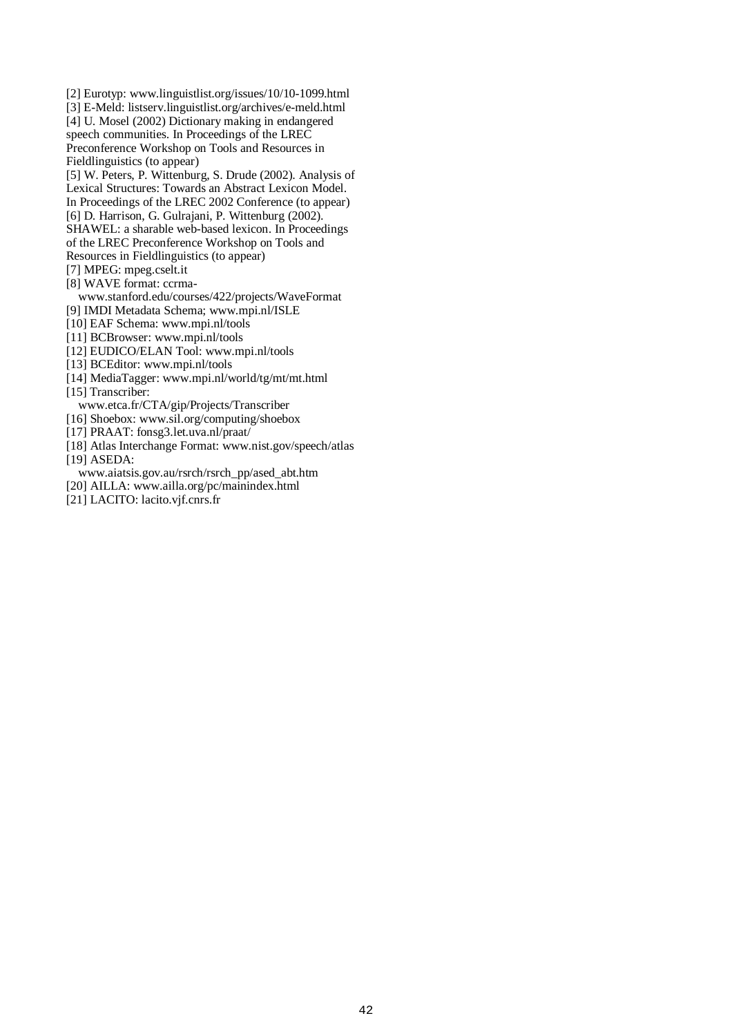[2] Eurotyp: www.linguistlist.org/issues/10/10-1099.html
[3] E-Meld: listserv.linguistlist.org/archives/e-meld.html
[4] U. Mosel (2002) Dictionary making in endangered speech communities. In Proceedings of the LREC Preconference Workshop on Tools and Resources in Fieldlinguistics (to appear)
[5] W. Peters, P. Wittenburg, S. Drude (2002). Analysis of Lexical Structures: Towards an Abstract Lexicon Model. In Proceedings of the LREC 2002 Conference (to appear)
[6] D. Harrison, G. Gulrajani, P. Wittenburg (2002). SHAWEL: a sharable web-based lexicon. In Proceedings of the LREC Preconference Workshop on Tools and Resources in Fieldlinguistics (to appear)
[7] MPEG: mpeg.cselt.it
[8] WAVE format: ccrma-www.stanford.edu/courses/422/projects/WaveFormat
[9] IMDI Metadata Schema; www.mpi.nl/ISLE
[10] EAF Schema: www.mpi.nl/tools
[11] BCBrowser: www.mpi.nl/tools
[12] EUDICO/ELAN Tool: www.mpi.nl/tools
[13] BCEditor: www.mpi.nl/tools
[14] MediaTagger: www.mpi.nl/world/tg/mt/mt.html
[15] Transcriber: www.etca.fr/CTA/gip/Projects/Transcriber
[16] Shoebox: www.sil.org/computing/shoebox
[17] PRAAT: fonsg3.let.uva.nl/praat/
[18] Atlas Interchange Format: www.nist.gov/speech/atlas
[19] ASEDA: www.aiatsis.gov.au/rsrch/rsrch_pp/ased_abt.htm
[20] AILLA: www.ailla.org/pc/mainindex.html
[21] LACITO: lacito.vjf.cnrs.fr